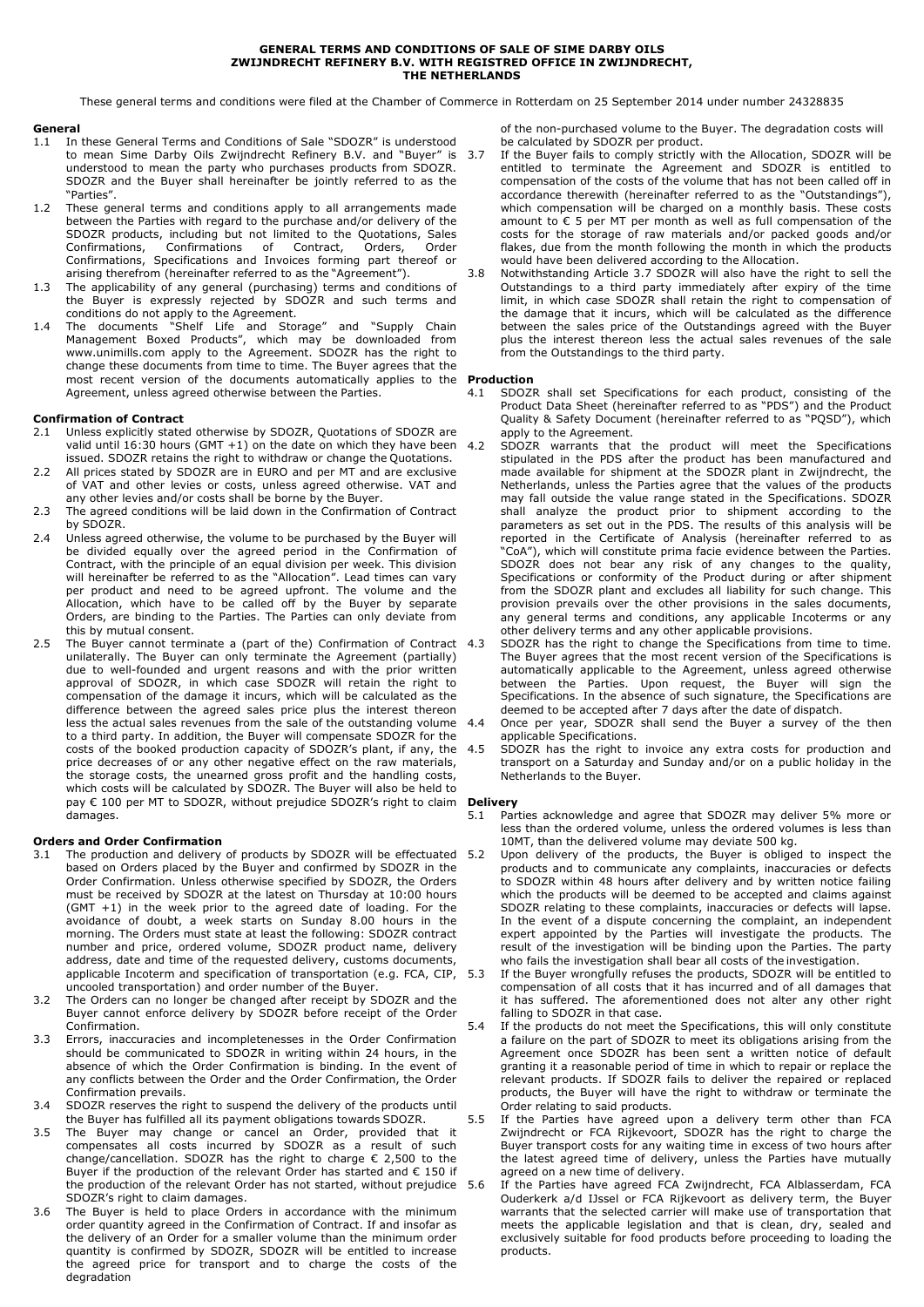# GENERAL TERMS AND CONDITIONS OF SALE OF SIME DARBY OILS ZWIJNDRECHT REFINERY B.V. WITH REGISTRED OFFICE IN ZWIJNDRECHT, THE NETHERLANDS

These general terms and conditions were filed at the Chamber of Commerce in Rotterdam on 25 September 2014 under number 24328835

## General

1.1 In these General Terms and Conditions of Sale "SDOZR" is understood to mean Sime Darby Oils Zwijndrecht Refinery B.V. and "Buyer" is understood to mean the party who purchases products from SDOZR. SDOZR and the Buyer shall hereinafter be jointly referred to as the "Parties".

1.2 These general terms and conditions apply to all arrangements made between the Parties with regard to the purchase and/or delivery of the SDOZR products, including but not limited to the Quotations, Sales Confirmations, Confirmations of Contract, Orders, Order Confirmations, Specifications and Invoices forming part thereof or arising therefrom (hereinafter referred to as the "Agreement").

1.3 The applicability of any general (purchasing) terms and conditions of the Buyer is expressly rejected by SDOZR and such terms and conditions do not apply to the Agreement.

1.4 The documents "Shelf Life and Storage" and "Supply Chain Management Boxed Products", which may be downloaded from www.unimills.com apply to the Agreement. SDOZR has the right to change these documents from time to time. The Buyer agrees that the most recent version of the documents automatically applies to the Agreement, unless agreed otherwise between the Parties.

## Confirmation of Contract

2.1 Unless explicitly stated otherwise by SDOZR, Quotations of SDOZR are valid until 16:30 hours (GMT +1) on the date on which they have been issued. SDOZR retains the right to withdraw or change the Quotations.

2.2 All prices stated by SDOZR are in EURO and per MT and are exclusive of VAT and other levies or costs, unless agreed otherwise. VAT and any other levies and/or costs shall be borne by the Buyer.

2.3 The agreed conditions will be laid down in the Confirmation of Contract by SDOZR.

2.4 Unless agreed otherwise, the volume to be purchased by the Buyer will be divided equally over the agreed period in the Confirmation of Contract, with the principle of an equal division per week. This division will hereinafter be referred to as the "Allocation". Lead times can vary per product and need to be agreed upfront. The volume and the Allocation, which have to be called off by the Buyer by separate Orders, are binding to the Parties. The Parties can only deviate from this by mutual consent.

2.5 The Buyer cannot terminate a (part of the) Confirmation of Contract unilaterally. The Buyer can only terminate the Agreement (partially) due to well-founded and urgent reasons and with the prior written approval of SDOZR, in which case SDOZR will retain the right to compensation of the damage it incurs, which will be calculated as the difference between the agreed sales price plus the interest thereon less the actual sales revenues from the sale of the outstanding volume to a third party. In addition, the Buyer will compensate SDOZR for the costs of the booked production capacity of SDOZR's plant, if any, the price decreases of or any other negative effect on the raw materials, the storage costs, the unearned gross profit and the handling costs, which costs will be calculated by SDOZR. The Buyer will also be held to pay € 100 per MT to SDOZR, without prejudice SDOZR's right to claim damages.

## Orders and Order Confirmation

3.1 The production and delivery of products by SDOZR will be effectuated based on Orders placed by the Buyer and confirmed by SDOZR in the Order Confirmation. Unless otherwise specified by SDOZR, the Orders must be received by SDOZR at the latest on Thursday at 10:00 hours (GMT +1) in the week prior to the agreed date of loading. For the avoidance of doubt, a week starts on Sunday 8.00 hours in the morning. The Orders must state at least the following: SDOZR contract number and price, ordered volume, SDOZR product name, delivery address, date and time of the requested delivery, customs documents, applicable Incoterm and specification of transportation (e.g. FCA, CIP, uncooled transportation) and order number of the Buyer.

3.2 The Orders can no longer be changed after receipt by SDOZR and the Buyer cannot enforce delivery by SDOZR before receipt of the Order Confirmation.

3.3 Errors, inaccuracies and incompletenesses in the Order Confirmation should be communicated to SDOZR in writing within 24 hours, in the absence of which the Order Confirmation is binding. In the event of any conflicts between the Order and the Order Confirmation, the Order Confirmation prevails.

3.4 SDOZR reserves the right to suspend the delivery of the products until the Buyer has fulfilled all its payment obligations towards SDOZR.

3.5 The Buyer may change or cancel an Order, provided that it compensates all costs incurred by SDOZR as a result of such change/cancellation. SDOZR has the right to charge € 2,500 to the Buyer if the production of the relevant Order has started and € 150 if the production of the relevant Order has not started, without prejudice SDOZR's right to claim damages.

3.6 The Buyer is held to place Orders in accordance with the minimum order quantity agreed in the Confirmation of Contract. If and insofar as the delivery of an Order for a smaller volume than the minimum order quantity is confirmed by SDOZR, SDOZR will be entitled to increase the agreed price for transport and to charge the costs of the degradation of the non-purchased volume to the Buyer. The degradation costs will be calculated by SDOZR per product.

3.7 If the Buyer fails to comply strictly with the Allocation, SDOZR will be entitled to terminate the Agreement and SDOZR is entitled to compensation of the costs of the volume that has not been called off in accordance therewith (hereinafter referred to as the "Outstandings"), which compensation will be charged on a monthly basis. These costs amount to € 5 per MT per month as well as full compensation of the costs for the storage of raw materials and/or packed goods and/or flakes, due from the month following the month in which the products would have been delivered according to the Allocation.

3.8 Notwithstanding Article 3.7 SDOZR will also have the right to sell the Outstandings to a third party immediately after expiry of the time limit, in which case SDOZR shall retain the right to compensation of the damage that it incurs, which will be calculated as the difference between the sales price of the Outstandings agreed with the Buyer plus the interest thereon less the actual sales revenues of the sale from the Outstandings to the third party.

## Production

4.1 SDOZR shall set Specifications for each product, consisting of the Product Data Sheet (hereinafter referred to as "PDS") and the Product Quality & Safety Document (hereinafter referred to as "PQSD"), which apply to the Agreement.

4.2 SDOZR warrants that the product will meet the Specifications stipulated in the PDS after the product has been manufactured and made available for shipment at the SDOZR plant in Zwijndrecht, the Netherlands, unless the Parties agree that the values of the products may fall outside the value range stated in the Specifications. SDOZR shall analyze the product prior to shipment according to the parameters as set out in the PDS. The results of this analysis will be reported in the Certificate of Analysis (hereinafter referred to as "CoA"), which will constitute prima facie evidence between the Parties. SDOZR does not bear any risk of any changes to the quality, Specifications or conformity of the Product during or after shipment from the SDOZR plant and excludes all liability for such change. This provision prevails over the other provisions in the sales documents, any general terms and conditions, any applicable Incoterms or any other delivery terms and any other applicable provisions.

4.3 SDOZR has the right to change the Specifications from time to time. The Buyer agrees that the most recent version of the Specifications is automatically applicable to the Agreement, unless agreed otherwise between the Parties. Upon request, the Buyer will sign the Specifications. In the absence of such signature, the Specifications are deemed to be accepted after 7 days after the date of dispatch.

4.4 Once per year, SDOZR shall send the Buyer a survey of the then applicable Specifications.

4.5 SDOZR has the right to invoice any extra costs for production and transport on a Saturday and Sunday and/or on a public holiday in the Netherlands to the Buyer.

## Delivery

5.1 Parties acknowledge and agree that SDOZR may deliver 5% more or less than the ordered volume, unless the ordered volumes is less than 10MT, than the delivered volume may deviate 500 kg.

5.2 Upon delivery of the products, the Buyer is obliged to inspect the products and to communicate any complaints, inaccuracies or defects to SDOZR within 48 hours after delivery and by written notice failing which the products will be deemed to be accepted and claims against SDOZR relating to these complaints, inaccuracies or defects will lapse. In the event of a dispute concerning the complaint, an independent expert appointed by the Parties will investigate the products. The result of the investigation will be binding upon the Parties. The party who fails the investigation shall bear all costs of the investigation.

5.3 If the Buyer wrongfully refuses the products, SDOZR will be entitled to compensation of all costs that it has incurred and of all damages that it has suffered. The aforementioned does not alter any other right falling to SDOZR in that case.

5.4 If the products do not meet the Specifications, this will only constitute a failure on the part of SDOZR to meet its obligations arising from the Agreement once SDOZR has been sent a written notice of default granting it a reasonable period of time in which to repair or replace the relevant products. If SDOZR fails to deliver the repaired or replaced products, the Buyer will have the right to withdraw or terminate the Order relating to said products.

5.5 If the Parties have agreed upon a delivery term other than FCA Zwijndrecht or FCA Rijkevoort, SDOZR has the right to charge the Buyer transport costs for any waiting time in excess of two hours after the latest agreed time of delivery, unless the Parties have mutually agreed on a new time of delivery.

5.6 If the Parties have agreed FCA Zwijndrecht, FCA Alblasserdam, FCA Ouderkerk a/d IJssel or FCA Rijkevoort as delivery term, the Buyer warrants that the selected carrier will make use of transportation that meets the applicable legislation and that is clean, dry, sealed and exclusively suitable for food products before proceeding to loading the products.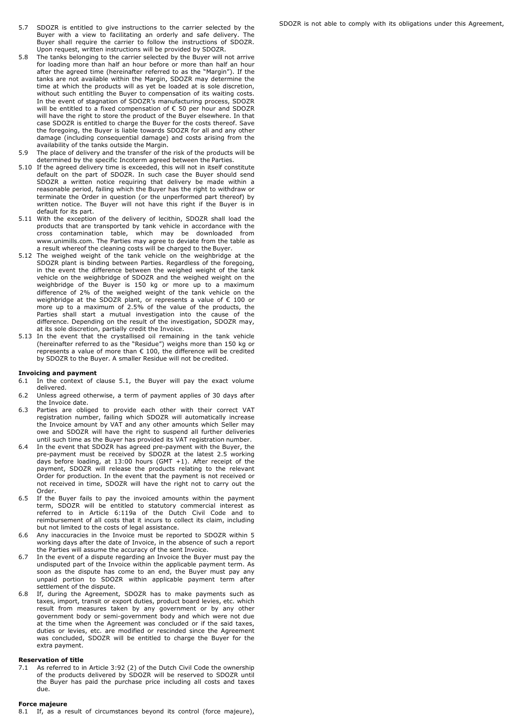5.7 SDOZR is entitled to give instructions to the carrier selected by the Buyer with a view to facilitating an orderly and safe delivery. The Buyer shall require the carrier to follow the instructions of SDOZR. Upon request, written instructions will be provided by SDOZR.

5.8 The tanks belonging to the carrier selected by the Buyer will not arrive for loading more than half an hour before or more than half an hour after the agreed time (hereinafter referred to as the "Margin"). If the tanks are not available within the Margin, SDOZR may determine the time at which the products will as yet be loaded at is sole discretion, without such entitling the Buyer to compensation of its waiting costs. In the event of stagnation of SDOZR's manufacturing process, SDOZR will be entitled to a fixed compensation of € 50 per hour and SDOZR will have the right to store the product of the Buyer elsewhere. In that case SDOZR is entitled to charge the Buyer for the costs thereof. Save the foregoing, the Buyer is liable towards SDOZR for all and any other damage (including consequential damage) and costs arising from the availability of the tanks outside the Margin.

5.9 The place of delivery and the transfer of the risk of the products will be determined by the specific Incoterm agreed between the Parties.

5.10 If the agreed delivery time is exceeded, this will not in itself constitute default on the part of SDOZR. In such case the Buyer should send SDOZR a written notice requiring that delivery be made within a reasonable period, failing which the Buyer has the right to withdraw or terminate the Order in question (or the unperformed part thereof) by written notice. The Buyer will not have this right if the Buyer is in default for its part.

5.11 With the exception of the delivery of lecithin, SDOZR shall load the products that are transported by tank vehicle in accordance with the cross contamination table, which may be downloaded from www.unimills.com. The Parties may agree to deviate from the table as a result whereof the cleaning costs will be charged to the Buyer.

5.12 The weighed weight of the tank vehicle on the weighbridge at the SDOZR plant is binding between Parties. Regardless of the foregoing, in the event the difference between the weighed weight of the tank vehicle on the weighbridge of SDOZR and the weighed weight on the weighbridge of the Buyer is 150 kg or more up to a maximum difference of 2% of the weighed weight of the tank vehicle on the weighbridge at the SDOZR plant, or represents a value of € 100 or more up to a maximum of 2.5% of the value of the products, the Parties shall start a mutual investigation into the cause of the difference. Depending on the result of the investigation, SDOZR may, at its sole discretion, partially credit the Invoice.

5.13 In the event that the crystallised oil remaining in the tank vehicle (hereinafter referred to as the "Residue") weighs more than 150 kg or represents a value of more than € 100, the difference will be credited by SDOZR to the Buyer. A smaller Residue will not be credited.

**Invoicing and payment**

6.1 In the context of clause 5.1, the Buyer will pay the exact volume delivered.

6.2 Unless agreed otherwise, a term of payment applies of 30 days after the Invoice date.

6.3 Parties are obliged to provide each other with their correct VAT registration number, failing which SDOZR will automatically increase the Invoice amount by VAT and any other amounts which Seller may owe and SDOZR will have the right to suspend all further deliveries until such time as the Buyer has provided its VAT registration number.

6.4 In the event that SDOZR has agreed pre-payment with the Buyer, the pre-payment must be received by SDOZR at the latest 2.5 working days before loading, at 13:00 hours (GMT +1). After receipt of the payment, SDOZR will release the products relating to the relevant Order for production. In the event that the payment is not received or not received in time, SDOZR will have the right not to carry out the Order.

6.5 If the Buyer fails to pay the invoiced amounts within the payment term, SDOZR will be entitled to statutory commercial interest as referred to in Article 6:119a of the Dutch Civil Code and to reimbursement of all costs that it incurs to collect its claim, including but not limited to the costs of legal assistance.

6.6 Any inaccuracies in the Invoice must be reported to SDOZR within 5 working days after the date of Invoice, in the absence of such a report the Parties will assume the accuracy of the sent Invoice.

6.7 In the event of a dispute regarding an Invoice the Buyer must pay the undisputed part of the Invoice within the applicable payment term. As soon as the dispute has come to an end, the Buyer must pay any unpaid portion to SDOZR within applicable payment term after settlement of the dispute.

6.8 If, during the Agreement, SDOZR has to make payments such as taxes, import, transit or export duties, product board levies, etc. which result from measures taken by any government or by any other government body or semi-government body and which were not due at the time when the Agreement was concluded or if the said taxes, duties or levies, etc. are modified or rescinded since the Agreement was concluded, SDOZR will be entitled to charge the Buyer for the extra payment.

**Reservation of title**

7.1 As referred to in Article 3:92 (2) of the Dutch Civil Code the ownership of the products delivered by SDOZR will be reserved to SDOZR until the Buyer has paid the purchase price including all costs and taxes due.

**Force majeure**

8.1 If, as a result of circumstances beyond its control (force majeure), SDOZR is not able to comply with its obligations under this Agreement,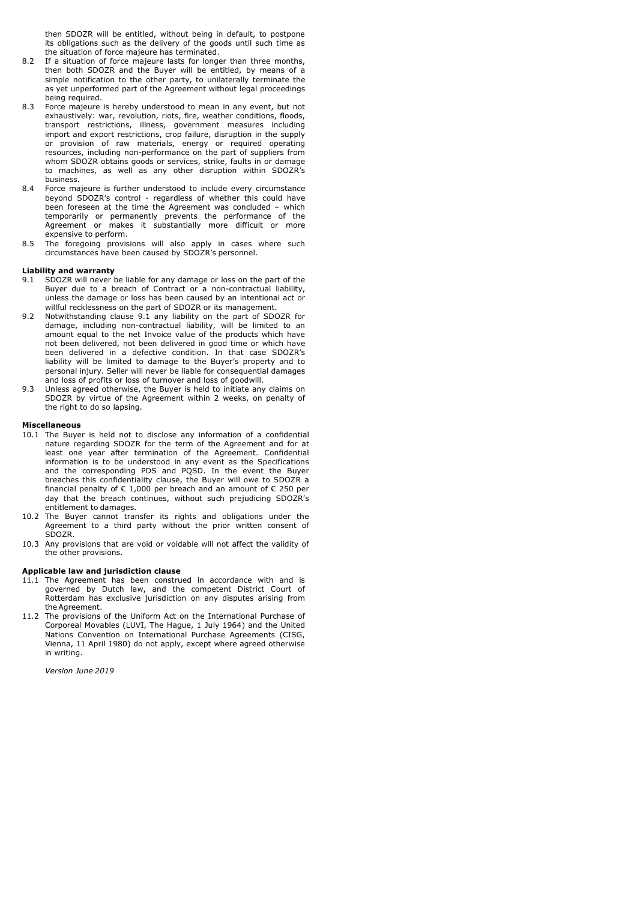then SDOZR will be entitled, without being in default, to postpone its obligations such as the delivery of the goods until such time as the situation of force majeure has terminated.

8.2 If a situation of force majeure lasts for longer than three months, then both SDOZR and the Buyer will be entitled, by means of a simple notification to the other party, to unilaterally terminate the as yet unperformed part of the Agreement without legal proceedings being required.

8.3 Force majeure is hereby understood to mean in any event, but not exhaustively: war, revolution, riots, fire, weather conditions, floods, transport restrictions, illness, government measures including import and export restrictions, crop failure, disruption in the supply or provision of raw materials, energy or required operating resources, including non-performance on the part of suppliers from whom SDOZR obtains goods or services, strike, faults in or damage to machines, as well as any other disruption within SDOZR's business.

8.4 Force majeure is further understood to include every circumstance beyond SDOZR's control - regardless of whether this could have been foreseen at the time the Agreement was concluded – which temporarily or permanently prevents the performance of the Agreement or makes it substantially more difficult or more expensive to perform.

8.5 The foregoing provisions will also apply in cases where such circumstances have been caused by SDOZR's personnel.

**Liability and warranty**

9.1 SDOZR will never be liable for any damage or loss on the part of the Buyer due to a breach of Contract or a non-contractual liability, unless the damage or loss has been caused by an intentional act or willful recklessness on the part of SDOZR or its management.

9.2 Notwithstanding clause 9.1 any liability on the part of SDOZR for damage, including non-contractual liability, will be limited to an amount equal to the net Invoice value of the products which have not been delivered, not been delivered in good time or which have been delivered in a defective condition. In that case SDOZR's liability will be limited to damage to the Buyer's property and to personal injury. Seller will never be liable for consequential damages and loss of profits or loss of turnover and loss of goodwill.

9.3 Unless agreed otherwise, the Buyer is held to initiate any claims on SDOZR by virtue of the Agreement within 2 weeks, on penalty of the right to do so lapsing.

**Miscellaneous**

10.1 The Buyer is held not to disclose any information of a confidential nature regarding SDOZR for the term of the Agreement and for at least one year after termination of the Agreement. Confidential information is to be understood in any event as the Specifications and the corresponding PDS and PQSD. In the event the Buyer breaches this confidentiality clause, the Buyer will owe to SDOZR a financial penalty of € 1,000 per breach and an amount of € 250 per day that the breach continues, without such prejudicing SDOZR's entitlement to damages.

10.2 The Buyer cannot transfer its rights and obligations under the Agreement to a third party without the prior written consent of SDOZR.

10.3 Any provisions that are void or voidable will not affect the validity of the other provisions.

**Applicable law and jurisdiction clause**

11.1 The Agreement has been construed in accordance with and is governed by Dutch law, and the competent District Court of Rotterdam has exclusive jurisdiction on any disputes arising from the Agreement.

11.2 The provisions of the Uniform Act on the International Purchase of Corporeal Movables (LUVI, The Hague, 1 July 1964) and the United Nations Convention on International Purchase Agreements (CISG, Vienna, 11 April 1980) do not apply, except where agreed otherwise in writing.

*Version June 2019*